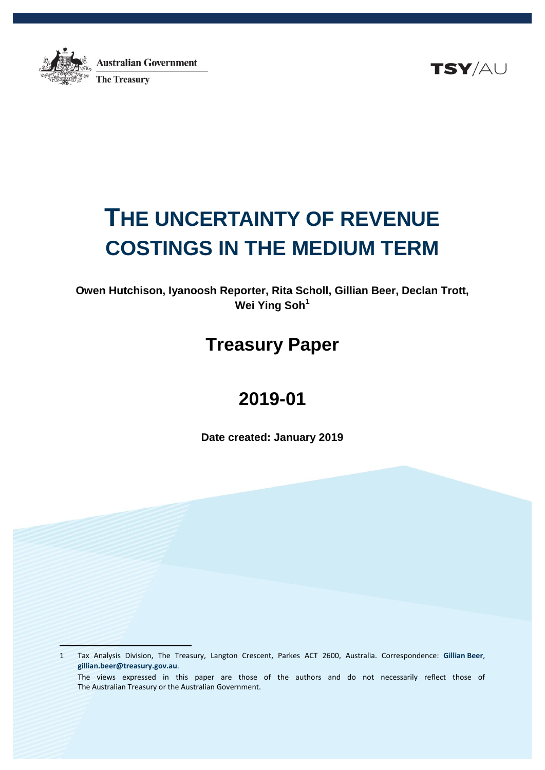Australian Government

The Treasury

TSY/AU

# THE UNCERTAINTY OF REVENUE COSTINGS IN THE MEDIUM TERM

**Owen Hutchison, Iyanoosh Reporter, Rita Scholl, Gillian Beer, Declan Trott, Wei Ying Soh[1]**

## Treasury Paper

## 2019-01

**Date created: January 2019**

---

1 Tax Analysis Division, The Treasury, Langton Crescent, Parkes ACT 2600, Australia. Correspondence: **Gillian Beer**, **gillian.beer@treasury.gov.au**.

The views expressed in this paper are those of the authors and do not necessarily reflect those of The Australian Treasury or the Australian Government.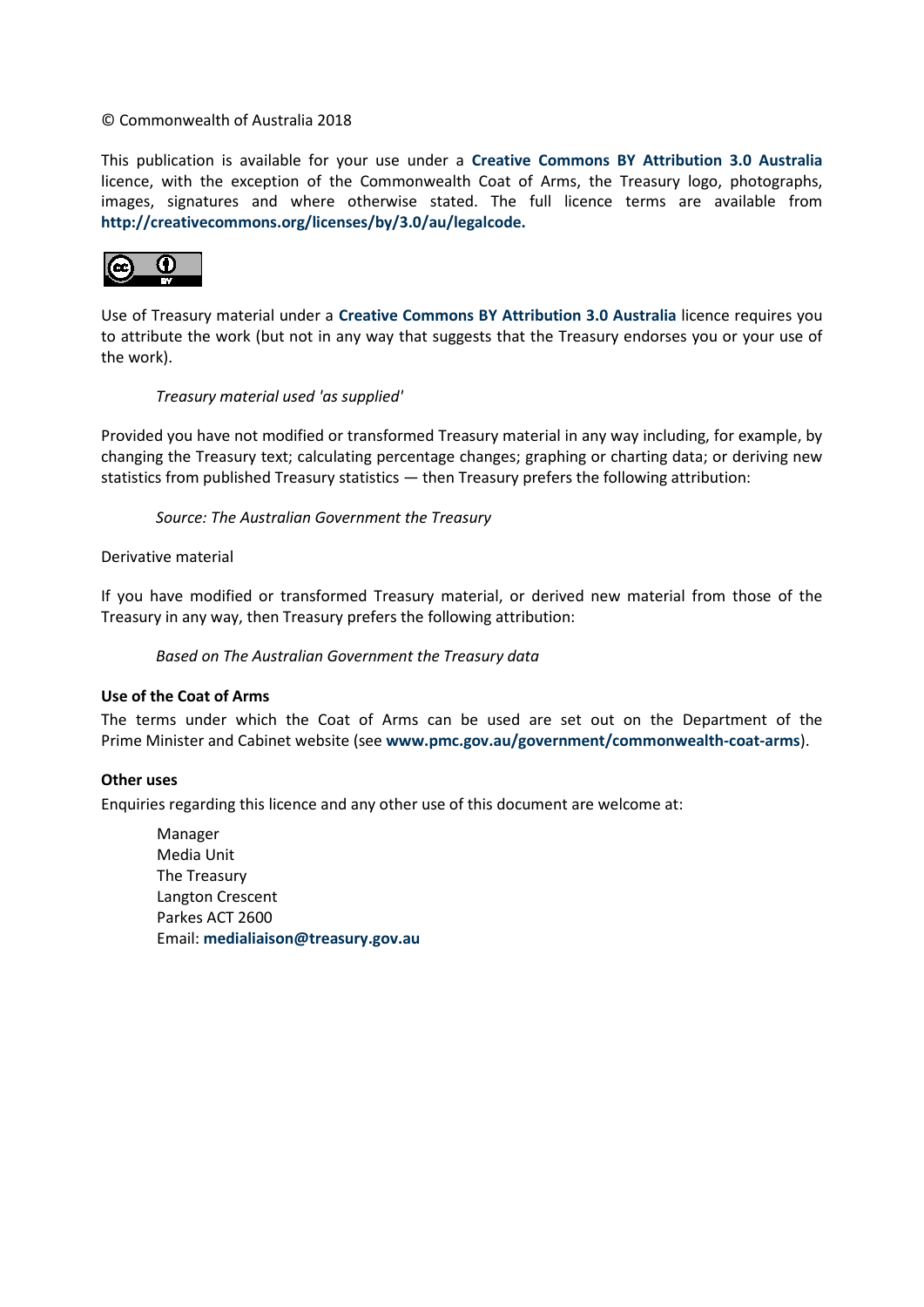© Commonwealth of Australia 2018

This publication is available for your use under a **Creative Commons BY Attribution 3.0 Australia** licence, with the exception of the Commonwealth Coat of Arms, the Treasury logo, photographs, images, signatures and where otherwise stated. The full licence terms are available from **http://creativecommons.org/licenses/by/3.0/au/legalcode.**

Use of Treasury material under a **Creative Commons BY Attribution 3.0 Australia** licence requires you to attribute the work (but not in any way that suggests that the Treasury endorses you or your use of the work).

*Treasury material used 'as supplied'*

Provided you have not modified or transformed Treasury material in any way including, for example, by changing the Treasury text; calculating percentage changes; graphing or charting data; or deriving new statistics from published Treasury statistics — then Treasury prefers the following attribution:

*Source: The Australian Government the Treasury*

Derivative material

If you have modified or transformed Treasury material, or derived new material from those of the Treasury in any way, then Treasury prefers the following attribution:

*Based on The Australian Government the Treasury data*

**Use of the Coat of Arms**

The terms under which the Coat of Arms can be used are set out on the Department of the Prime Minister and Cabinet website (see **www.pmc.gov.au/government/commonwealth-coat-arms**).

**Other uses**

Enquiries regarding this licence and any other use of this document are welcome at:

Manager
Media Unit
The Treasury
Langton Crescent
Parkes ACT 2600
Email: **medialiaison@treasury.gov.au**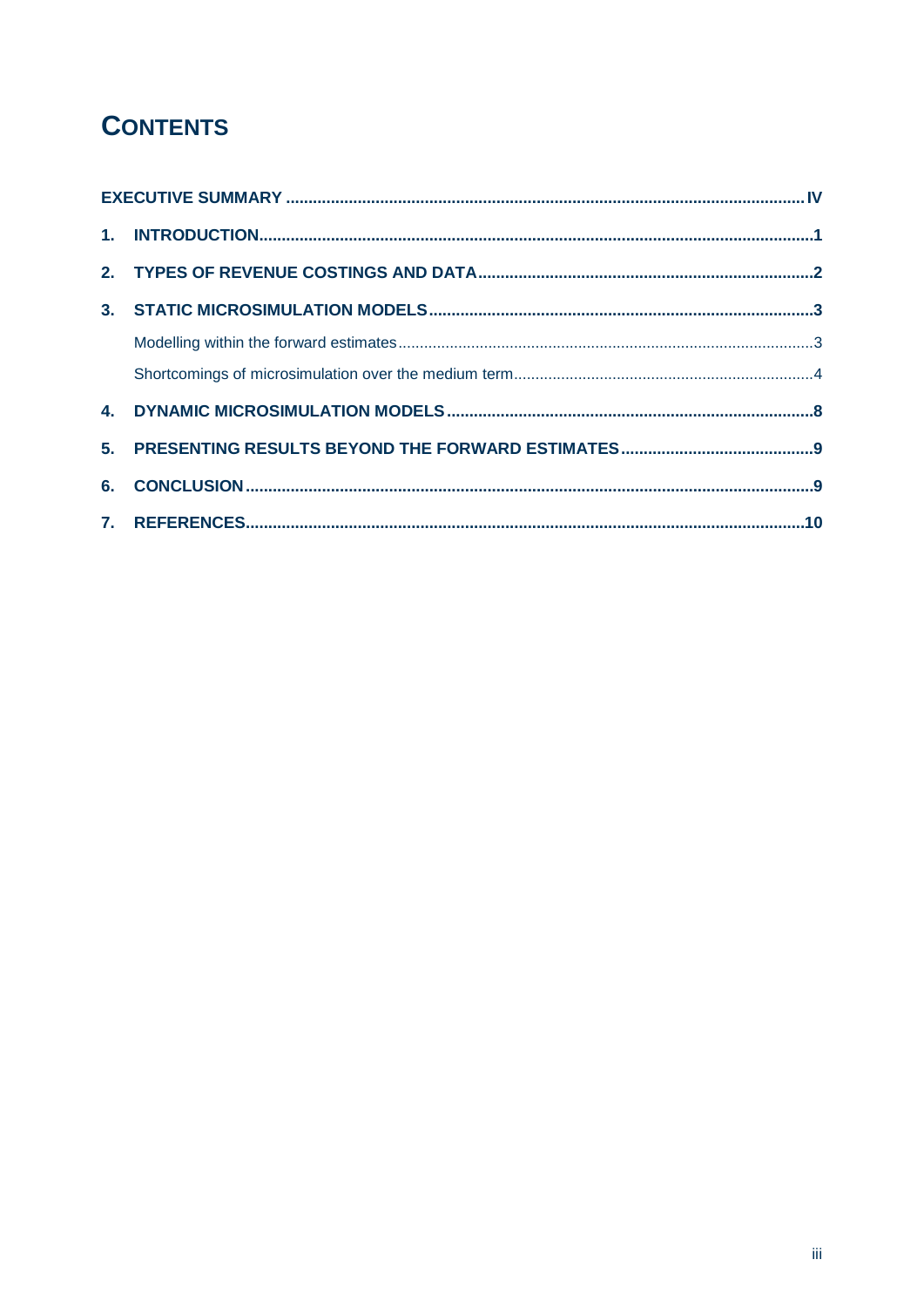# CONTENTS

**EXECUTIVE SUMMARY** .......... **IV**

**1. INTRODUCTION** .......... **1**

**2. TYPES OF REVENUE COSTINGS AND DATA** .......... **2**

**3. STATIC MICROSIMULATION MODELS** .......... **3**

- Modelling within the forward estimates .......... 3
- Shortcomings of microsimulation over the medium term .......... 4

**4. DYNAMIC MICROSIMULATION MODELS** .......... **8**

**5. PRESENTING RESULTS BEYOND THE FORWARD ESTIMATES** .......... **9**

**6. CONCLUSION** .......... **9**

**7. REFERENCES** .......... **10**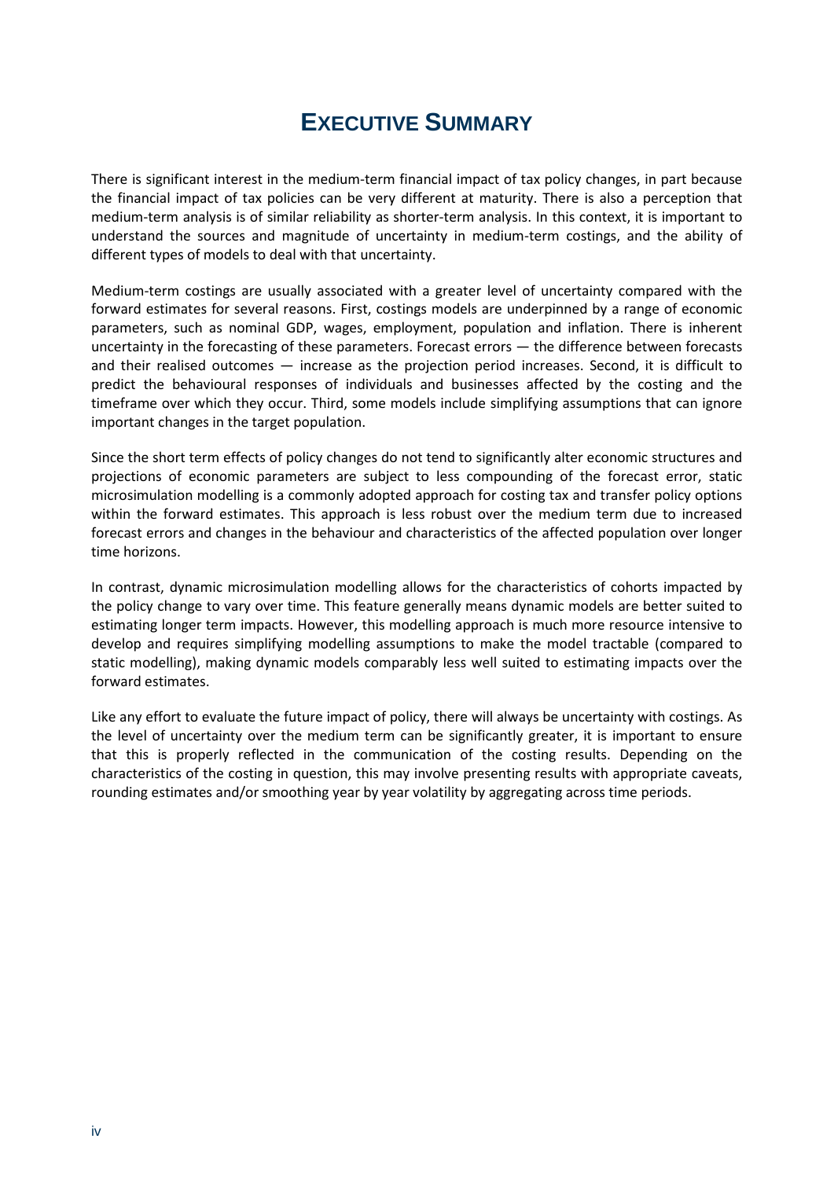# Executive Summary

There is significant interest in the medium-term financial impact of tax policy changes, in part because the financial impact of tax policies can be very different at maturity. There is also a perception that medium-term analysis is of similar reliability as shorter-term analysis. In this context, it is important to understand the sources and magnitude of uncertainty in medium-term costings, and the ability of different types of models to deal with that uncertainty.

Medium-term costings are usually associated with a greater level of uncertainty compared with the forward estimates for several reasons. First, costings models are underpinned by a range of economic parameters, such as nominal GDP, wages, employment, population and inflation. There is inherent uncertainty in the forecasting of these parameters. Forecast errors — the difference between forecasts and their realised outcomes — increase as the projection period increases. Second, it is difficult to predict the behavioural responses of individuals and businesses affected by the costing and the timeframe over which they occur. Third, some models include simplifying assumptions that can ignore important changes in the target population.

Since the short term effects of policy changes do not tend to significantly alter economic structures and projections of economic parameters are subject to less compounding of the forecast error, static microsimulation modelling is a commonly adopted approach for costing tax and transfer policy options within the forward estimates. This approach is less robust over the medium term due to increased forecast errors and changes in the behaviour and characteristics of the affected population over longer time horizons.

In contrast, dynamic microsimulation modelling allows for the characteristics of cohorts impacted by the policy change to vary over time. This feature generally means dynamic models are better suited to estimating longer term impacts. However, this modelling approach is much more resource intensive to develop and requires simplifying modelling assumptions to make the model tractable (compared to static modelling), making dynamic models comparably less well suited to estimating impacts over the forward estimates.

Like any effort to evaluate the future impact of policy, there will always be uncertainty with costings. As the level of uncertainty over the medium term can be significantly greater, it is important to ensure that this is properly reflected in the communication of the costing results. Depending on the characteristics of the costing in question, this may involve presenting results with appropriate caveats, rounding estimates and/or smoothing year by year volatility by aggregating across time periods.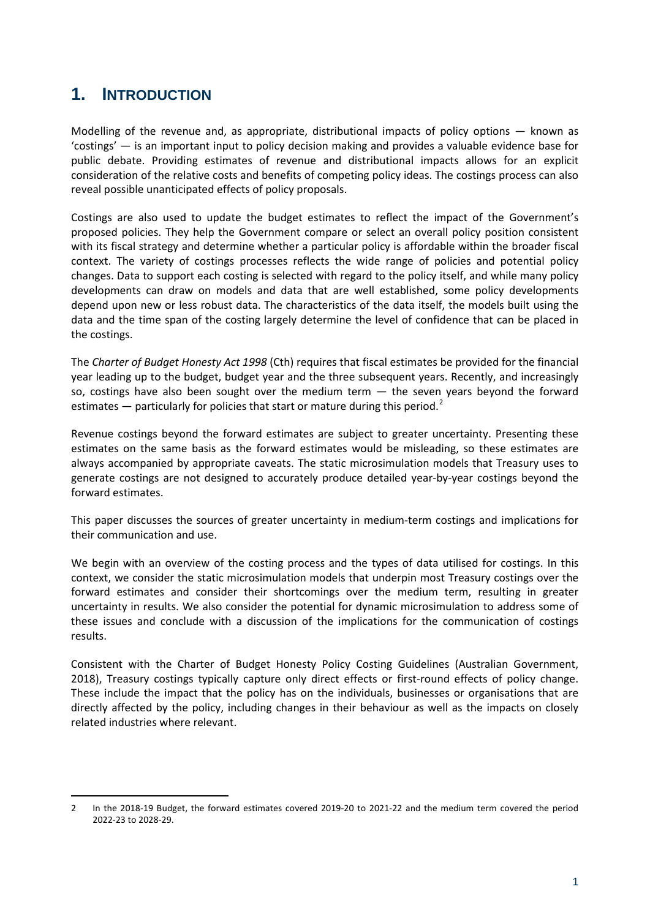# 1. INTRODUCTION

Modelling of the revenue and, as appropriate, distributional impacts of policy options — known as 'costings' — is an important input to policy decision making and provides a valuable evidence base for public debate. Providing estimates of revenue and distributional impacts allows for an explicit consideration of the relative costs and benefits of competing policy ideas. The costings process can also reveal possible unanticipated effects of policy proposals.

Costings are also used to update the budget estimates to reflect the impact of the Government's proposed policies. They help the Government compare or select an overall policy position consistent with its fiscal strategy and determine whether a particular policy is affordable within the broader fiscal context. The variety of costings processes reflects the wide range of policies and potential policy changes. Data to support each costing is selected with regard to the policy itself, and while many policy developments can draw on models and data that are well established, some policy developments depend upon new or less robust data. The characteristics of the data itself, the models built using the data and the time span of the costing largely determine the level of confidence that can be placed in the costings.

The *Charter of Budget Honesty Act 1998* (Cth) requires that fiscal estimates be provided for the financial year leading up to the budget, budget year and the three subsequent years. Recently, and increasingly so, costings have also been sought over the medium term — the seven years beyond the forward estimates — particularly for policies that start or mature during this period.[2]

Revenue costings beyond the forward estimates are subject to greater uncertainty. Presenting these estimates on the same basis as the forward estimates would be misleading, so these estimates are always accompanied by appropriate caveats. The static microsimulation models that Treasury uses to generate costings are not designed to accurately produce detailed year-by-year costings beyond the forward estimates.

This paper discusses the sources of greater uncertainty in medium-term costings and implications for their communication and use.

We begin with an overview of the costing process and the types of data utilised for costings. In this context, we consider the static microsimulation models that underpin most Treasury costings over the forward estimates and consider their shortcomings over the medium term, resulting in greater uncertainty in results. We also consider the potential for dynamic microsimulation to address some of these issues and conclude with a discussion of the implications for the communication of costings results.

Consistent with the Charter of Budget Honesty Policy Costing Guidelines (Australian Government, 2018), Treasury costings typically capture only direct effects or first-round effects of policy change. These include the impact that the policy has on the individuals, businesses or organisations that are directly affected by the policy, including changes in their behaviour as well as the impacts on closely related industries where relevant.

---

2 In the 2018-19 Budget, the forward estimates covered 2019-20 to 2021-22 and the medium term covered the period 2022-23 to 2028-29.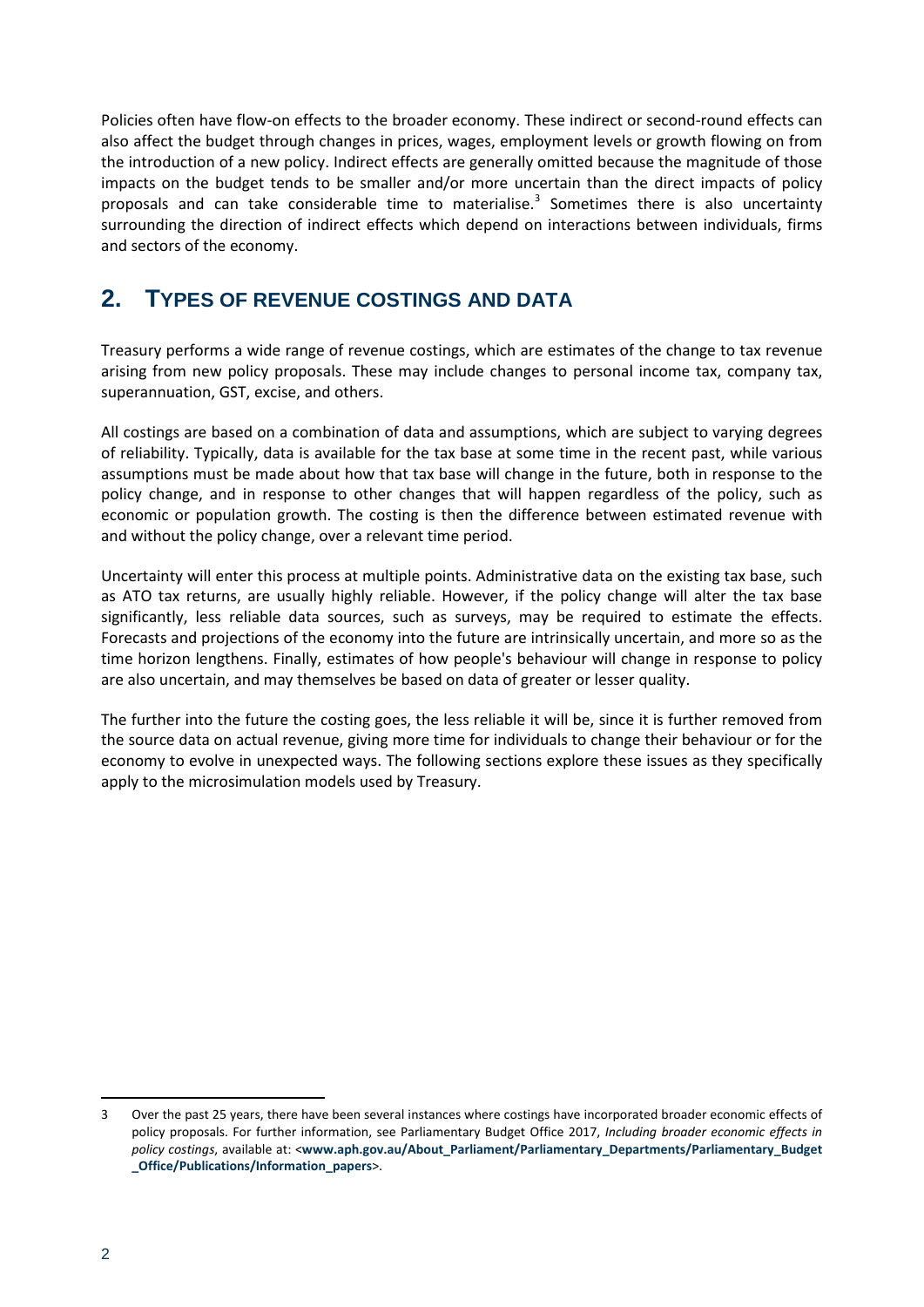Policies often have flow-on effects to the broader economy. These indirect or second-round effects can also affect the budget through changes in prices, wages, employment levels or growth flowing on from the introduction of a new policy. Indirect effects are generally omitted because the magnitude of those impacts on the budget tends to be smaller and/or more uncertain than the direct impacts of policy proposals and can take considerable time to materialise.[3] Sometimes there is also uncertainty surrounding the direction of indirect effects which depend on interactions between individuals, firms and sectors of the economy.

## 2. Types of revenue costings and data

Treasury performs a wide range of revenue costings, which are estimates of the change to tax revenue arising from new policy proposals. These may include changes to personal income tax, company tax, superannuation, GST, excise, and others.

All costings are based on a combination of data and assumptions, which are subject to varying degrees of reliability. Typically, data is available for the tax base at some time in the recent past, while various assumptions must be made about how that tax base will change in the future, both in response to the policy change, and in response to other changes that will happen regardless of the policy, such as economic or population growth. The costing is then the difference between estimated revenue with and without the policy change, over a relevant time period.

Uncertainty will enter this process at multiple points. Administrative data on the existing tax base, such as ATO tax returns, are usually highly reliable. However, if the policy change will alter the tax base significantly, less reliable data sources, such as surveys, may be required to estimate the effects. Forecasts and projections of the economy into the future are intrinsically uncertain, and more so as the time horizon lengthens. Finally, estimates of how people's behaviour will change in response to policy are also uncertain, and may themselves be based on data of greater or lesser quality.

The further into the future the costing goes, the less reliable it will be, since it is further removed from the source data on actual revenue, giving more time for individuals to change their behaviour or for the economy to evolve in unexpected ways. The following sections explore these issues as they specifically apply to the microsimulation models used by Treasury.

---

3 Over the past 25 years, there have been several instances where costings have incorporated broader economic effects of policy proposals. For further information, see Parliamentary Budget Office 2017, *Including broader economic effects in policy costings*, available at: <**www.aph.gov.au/About_Parliament/Parliamentary_Departments/Parliamentary_Budget_Office/Publications/Information_papers**>.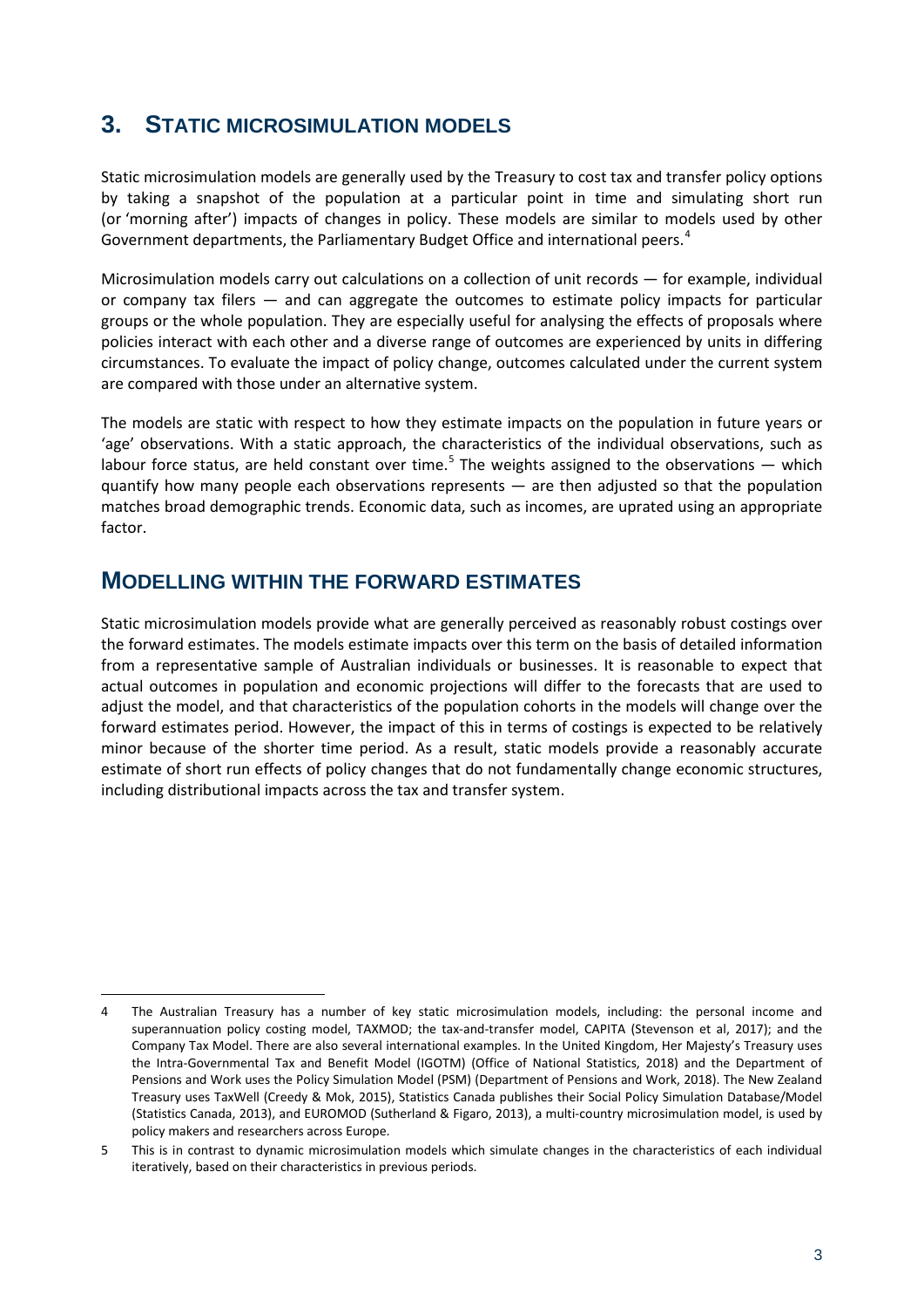# 3. Static microsimulation models

Static microsimulation models are generally used by the Treasury to cost tax and transfer policy options by taking a snapshot of the population at a particular point in time and simulating short run (or 'morning after') impacts of changes in policy. These models are similar to models used by other Government departments, the Parliamentary Budget Office and international peers.[4]

Microsimulation models carry out calculations on a collection of unit records — for example, individual or company tax filers — and can aggregate the outcomes to estimate policy impacts for particular groups or the whole population. They are especially useful for analysing the effects of proposals where policies interact with each other and a diverse range of outcomes are experienced by units in differing circumstances. To evaluate the impact of policy change, outcomes calculated under the current system are compared with those under an alternative system.

The models are static with respect to how they estimate impacts on the population in future years or 'age' observations. With a static approach, the characteristics of the individual observations, such as labour force status, are held constant over time.[5] The weights assigned to the observations — which quantify how many people each observations represents — are then adjusted so that the population matches broad demographic trends. Economic data, such as incomes, are uprated using an appropriate factor.

## Modelling within the forward estimates

Static microsimulation models provide what are generally perceived as reasonably robust costings over the forward estimates. The models estimate impacts over this term on the basis of detailed information from a representative sample of Australian individuals or businesses. It is reasonable to expect that actual outcomes in population and economic projections will differ to the forecasts that are used to adjust the model, and that characteristics of the population cohorts in the models will change over the forward estimates period. However, the impact of this in terms of costings is expected to be relatively minor because of the shorter time period. As a result, static models provide a reasonably accurate estimate of short run effects of policy changes that do not fundamentally change economic structures, including distributional impacts across the tax and transfer system.

---

4 The Australian Treasury has a number of key static microsimulation models, including: the personal income and superannuation policy costing model, TAXMOD; the tax-and-transfer model, CAPITA (Stevenson et al, 2017); and the Company Tax Model. There are also several international examples. In the United Kingdom, Her Majesty's Treasury uses the Intra-Governmental Tax and Benefit Model (IGOTM) (Office of National Statistics, 2018) and the Department of Pensions and Work uses the Policy Simulation Model (PSM) (Department of Pensions and Work, 2018). The New Zealand Treasury uses TaxWell (Creedy & Mok, 2015), Statistics Canada publishes their Social Policy Simulation Database/Model (Statistics Canada, 2013), and EUROMOD (Sutherland & Figaro, 2013), a multi-country microsimulation model, is used by policy makers and researchers across Europe.

5 This is in contrast to dynamic microsimulation models which simulate changes in the characteristics of each individual iteratively, based on their characteristics in previous periods.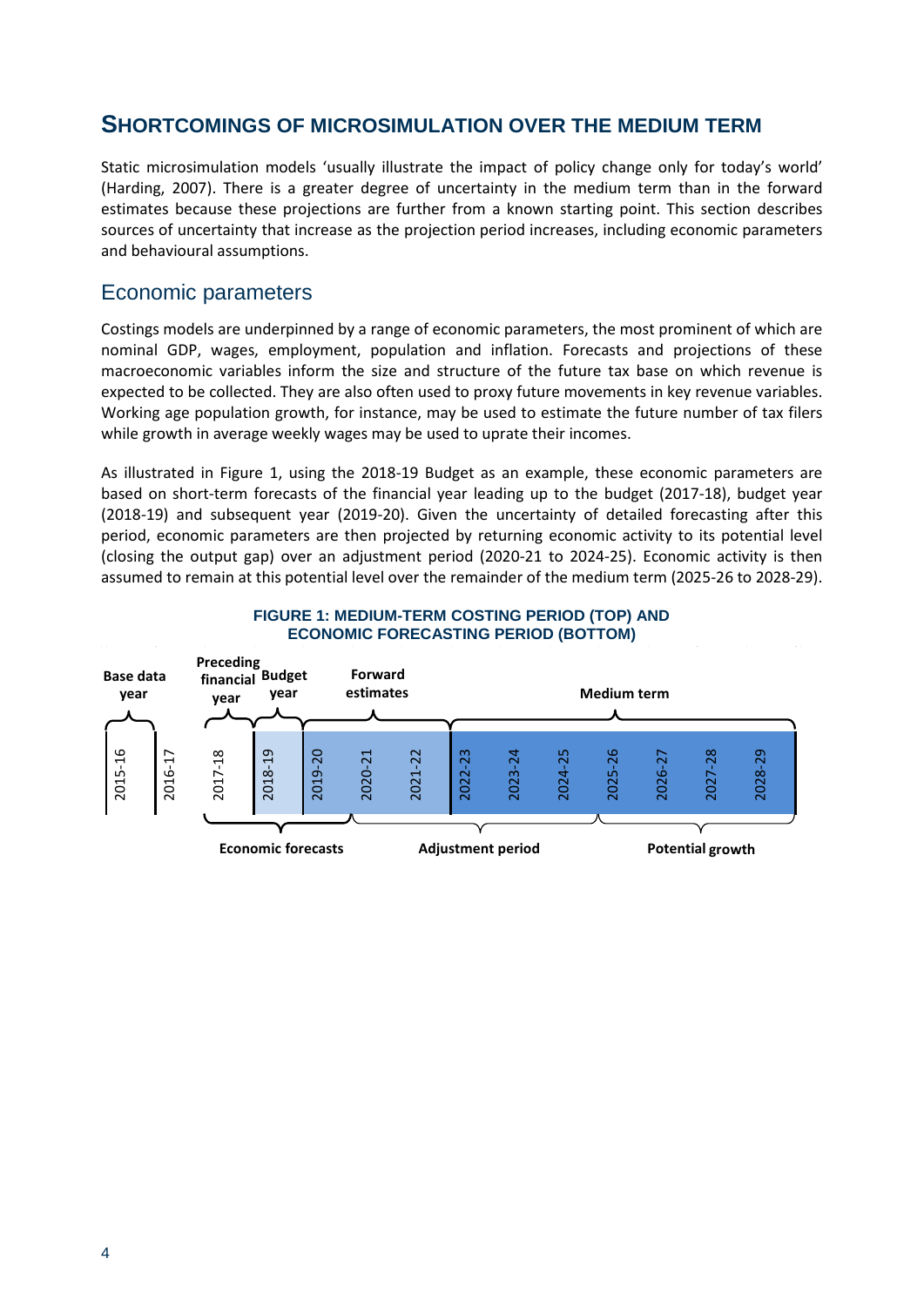## SHORTCOMINGS OF MICROSIMULATION OVER THE MEDIUM TERM

Static microsimulation models 'usually illustrate the impact of policy change only for today's world' (Harding, 2007). There is a greater degree of uncertainty in the medium term than in the forward estimates because these projections are further from a known starting point. This section describes sources of uncertainty that increase as the projection period increases, including economic parameters and behavioural assumptions.

### Economic parameters

Costings models are underpinned by a range of economic parameters, the most prominent of which are nominal GDP, wages, employment, population and inflation. Forecasts and projections of these macroeconomic variables inform the size and structure of the future tax base on which revenue is expected to be collected. They are also often used to proxy future movements in key revenue variables. Working age population growth, for instance, may be used to estimate the future number of tax filers while growth in average weekly wages may be used to uprate their incomes.

As illustrated in Figure 1, using the 2018-19 Budget as an example, these economic parameters are based on short-term forecasts of the financial year leading up to the budget (2017-18), budget year (2018-19) and subsequent year (2019-20). Given the uncertainty of detailed forecasting after this period, economic parameters are then projected by returning economic activity to its potential level (closing the output gap) over an adjustment period (2020-21 to 2024-25). Economic activity is then assumed to remain at this potential level over the remainder of the medium term (2025-26 to 2028-29).

**FIGURE 1: MEDIUM-TERM COSTING PERIOD (TOP) AND ECONOMIC FORECASTING PERIOD (BOTTOM)**

| Base data year | | Preceding financial year | Budget year | Forward estimates | | | Medium term | | | | | | |
|---|---|---|---|---|---|---|---|---|---|---|---|---|---|
| 2015-16 | 2016-17 | 2017-18 | 2018-19 | 2019-20 | 2020-21 | 2021-22 | 2022-23 | 2023-24 | 2024-25 | 2025-26 | 2026-27 | 2027-28 | 2028-29 |
| | | Economic forecasts | | | Adjustment period | | | | | Potential growth | | | |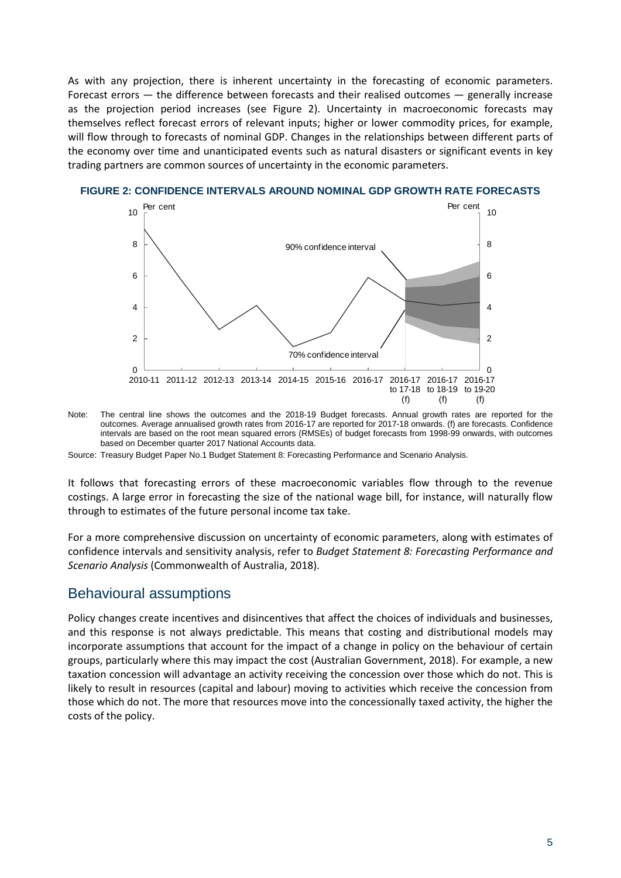As with any projection, there is inherent uncertainty in the forecasting of economic parameters. Forecast errors — the difference between forecasts and their realised outcomes — generally increase as the projection period increases (see Figure 2). Uncertainty in macroeconomic forecasts may themselves reflect forecast errors of relevant inputs; higher or lower commodity prices, for example, will flow through to forecasts of nominal GDP. Changes in the relationships between different parts of the economy over time and unanticipated events such as natural disasters or significant events in key trading partners are common sources of uncertainty in the economic parameters.

**FIGURE 2: CONFIDENCE INTERVALS AROUND NOMINAL GDP GROWTH RATE FORECASTS**

Note: The central line shows the outcomes and the 2018-19 Budget forecasts. Annual growth rates are reported for the outcomes. Average annualised growth rates from 2016-17 are reported for 2017-18 onwards. (f) are forecasts. Confidence intervals are based on the root mean squared errors (RMSEs) of budget forecasts from 1998-99 onwards, with outcomes based on December quarter 2017 National Accounts data.

Source: Treasury Budget Paper No.1 Budget Statement 8: Forecasting Performance and Scenario Analysis.

It follows that forecasting errors of these macroeconomic variables flow through to the revenue costings. A large error in forecasting the size of the national wage bill, for instance, will naturally flow through to estimates of the future personal income tax take.

For a more comprehensive discussion on uncertainty of economic parameters, along with estimates of confidence intervals and sensitivity analysis, refer to *Budget Statement 8: Forecasting Performance and Scenario Analysis* (Commonwealth of Australia, 2018).

## Behavioural assumptions

Policy changes create incentives and disincentives that affect the choices of individuals and businesses, and this response is not always predictable. This means that costing and distributional models may incorporate assumptions that account for the impact of a change in policy on the behaviour of certain groups, particularly where this may impact the cost (Australian Government, 2018). For example, a new taxation concession will advantage an activity receiving the concession over those which do not. This is likely to result in resources (capital and labour) moving to activities which receive the concession from those which do not. The more that resources move into the concessionally taxed activity, the higher the costs of the policy.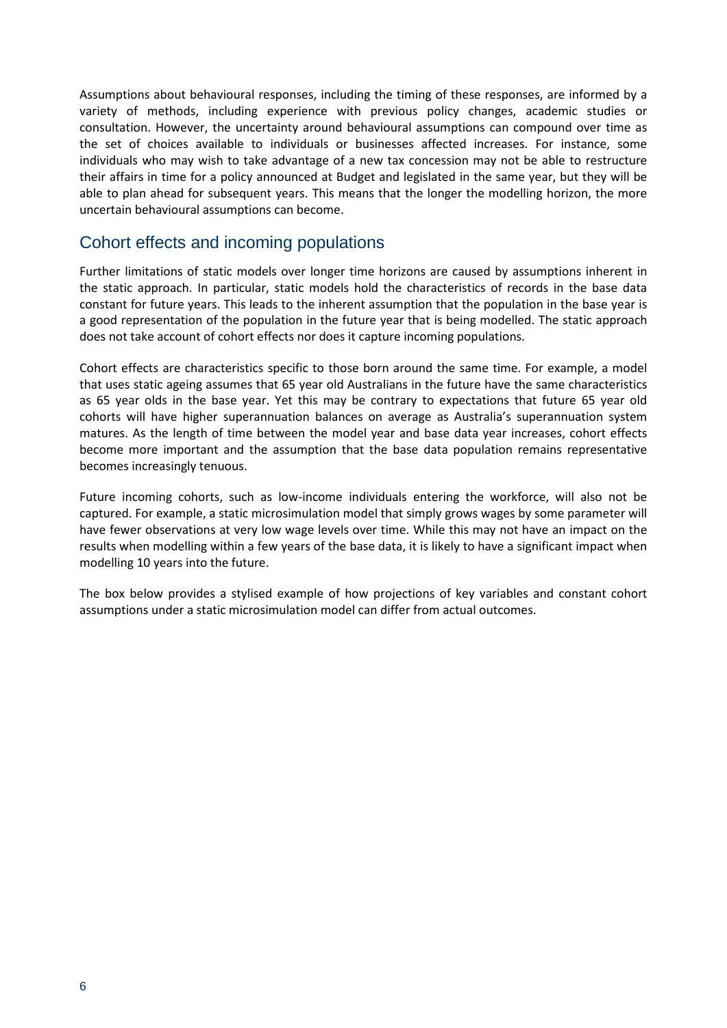Assumptions about behavioural responses, including the timing of these responses, are informed by a variety of methods, including experience with previous policy changes, academic studies or consultation. However, the uncertainty around behavioural assumptions can compound over time as the set of choices available to individuals or businesses affected increases. For instance, some individuals who may wish to take advantage of a new tax concession may not be able to restructure their affairs in time for a policy announced at Budget and legislated in the same year, but they will be able to plan ahead for subsequent years. This means that the longer the modelling horizon, the more uncertain behavioural assumptions can become.

## Cohort effects and incoming populations

Further limitations of static models over longer time horizons are caused by assumptions inherent in the static approach. In particular, static models hold the characteristics of records in the base data constant for future years. This leads to the inherent assumption that the population in the base year is a good representation of the population in the future year that is being modelled. The static approach does not take account of cohort effects nor does it capture incoming populations.

Cohort effects are characteristics specific to those born around the same time. For example, a model that uses static ageing assumes that 65 year old Australians in the future have the same characteristics as 65 year olds in the base year. Yet this may be contrary to expectations that future 65 year old cohorts will have higher superannuation balances on average as Australia's superannuation system matures. As the length of time between the model year and base data year increases, cohort effects become more important and the assumption that the base data population remains representative becomes increasingly tenuous.

Future incoming cohorts, such as low-income individuals entering the workforce, will also not be captured. For example, a static microsimulation model that simply grows wages by some parameter will have fewer observations at very low wage levels over time. While this may not have an impact on the results when modelling within a few years of the base data, it is likely to have a significant impact when modelling 10 years into the future.

The box below provides a stylised example of how projections of key variables and constant cohort assumptions under a static microsimulation model can differ from actual outcomes.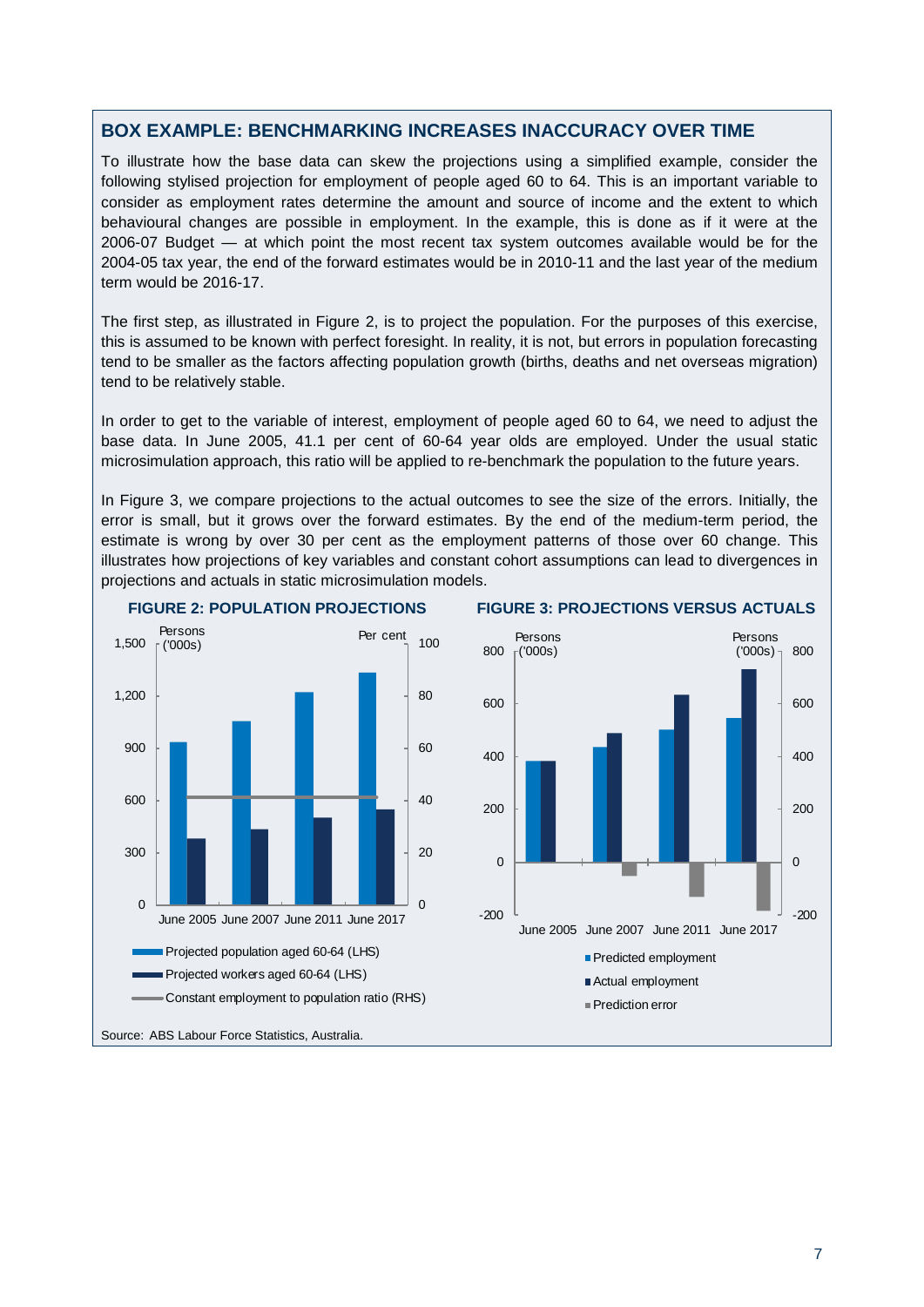## BOX EXAMPLE: BENCHMARKING INCREASES INACCURACY OVER TIME

To illustrate how the base data can skew the projections using a simplified example, consider the following stylised projection for employment of people aged 60 to 64. This is an important variable to consider as employment rates determine the amount and source of income and the extent to which behavioural changes are possible in employment. In the example, this is done as if it were at the 2006-07 Budget — at which point the most recent tax system outcomes available would be for the 2004-05 tax year, the end of the forward estimates would be in 2010-11 and the last year of the medium term would be 2016-17.

The first step, as illustrated in Figure 2, is to project the population. For the purposes of this exercise, this is assumed to be known with perfect foresight. In reality, it is not, but errors in population forecasting tend to be smaller as the factors affecting population growth (births, deaths and net overseas migration) tend to be relatively stable.

In order to get to the variable of interest, employment of people aged 60 to 64, we need to adjust the base data. In June 2005, 41.1 per cent of 60-64 year olds are employed. Under the usual static microsimulation approach, this ratio will be applied to re-benchmark the population to the future years.

In Figure 3, we compare projections to the actual outcomes to see the size of the errors. Initially, the error is small, but it grows over the forward estimates. By the end of the medium-term period, the estimate is wrong by over 30 per cent as the employment patterns of those over 60 change. This illustrates how projections of key variables and constant cohort assumptions can lead to divergences in projections and actuals in static microsimulation models.

**FIGURE 2: POPULATION PROJECTIONS**

**FIGURE 3: PROJECTIONS VERSUS ACTUALS**

Source: ABS Labour Force Statistics, Australia.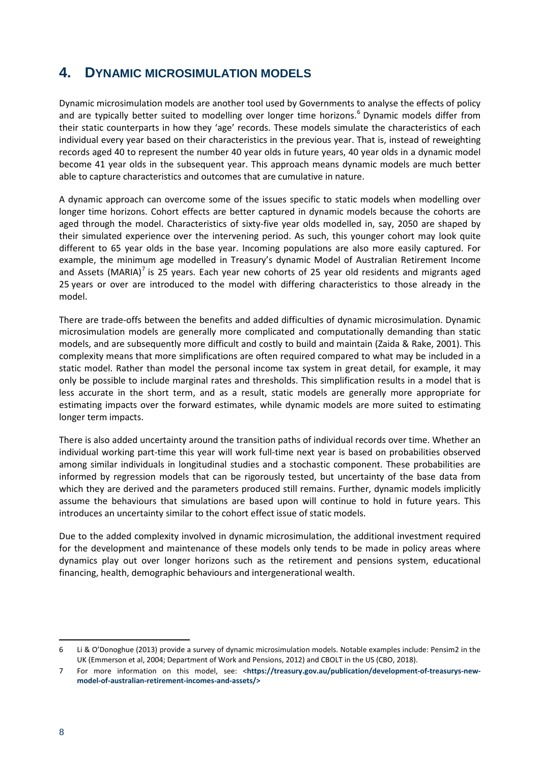## 4. DYNAMIC MICROSIMULATION MODELS

Dynamic microsimulation models are another tool used by Governments to analyse the effects of policy and are typically better suited to modelling over longer time horizons.[6] Dynamic models differ from their static counterparts in how they 'age' records. These models simulate the characteristics of each individual every year based on their characteristics in the previous year. That is, instead of reweighting records aged 40 to represent the number 40 year olds in future years, 40 year olds in a dynamic model become 41 year olds in the subsequent year. This approach means dynamic models are much better able to capture characteristics and outcomes that are cumulative in nature.

A dynamic approach can overcome some of the issues specific to static models when modelling over longer time horizons. Cohort effects are better captured in dynamic models because the cohorts are aged through the model. Characteristics of sixty-five year olds modelled in, say, 2050 are shaped by their simulated experience over the intervening period. As such, this younger cohort may look quite different to 65 year olds in the base year. Incoming populations are also more easily captured. For example, the minimum age modelled in Treasury's dynamic Model of Australian Retirement Income and Assets (MARIA)[7] is 25 years. Each year new cohorts of 25 year old residents and migrants aged 25 years or over are introduced to the model with differing characteristics to those already in the model.

There are trade-offs between the benefits and added difficulties of dynamic microsimulation. Dynamic microsimulation models are generally more complicated and computationally demanding than static models, and are subsequently more difficult and costly to build and maintain (Zaida & Rake, 2001). This complexity means that more simplifications are often required compared to what may be included in a static model. Rather than model the personal income tax system in great detail, for example, it may only be possible to include marginal rates and thresholds. This simplification results in a model that is less accurate in the short term, and as a result, static models are generally more appropriate for estimating impacts over the forward estimates, while dynamic models are more suited to estimating longer term impacts.

There is also added uncertainty around the transition paths of individual records over time. Whether an individual working part-time this year will work full-time next year is based on probabilities observed among similar individuals in longitudinal studies and a stochastic component. These probabilities are informed by regression models that can be rigorously tested, but uncertainty of the base data from which they are derived and the parameters produced still remains. Further, dynamic models implicitly assume the behaviours that simulations are based upon will continue to hold in future years. This introduces an uncertainty similar to the cohort effect issue of static models.

Due to the added complexity involved in dynamic microsimulation, the additional investment required for the development and maintenance of these models only tends to be made in policy areas where dynamics play out over longer horizons such as the retirement and pensions system, educational financing, health, demographic behaviours and intergenerational wealth.

---

6 Li & O'Donoghue (2013) provide a survey of dynamic microsimulation models. Notable examples include: Pensim2 in the UK (Emmerson et al, 2004; Department of Work and Pensions, 2012) and CBOLT in the US (CBO, 2018).

7 For more information on this model, see: **<https://treasury.gov.au/publication/development-of-treasurys-new-model-of-australian-retirement-incomes-and-assets/>**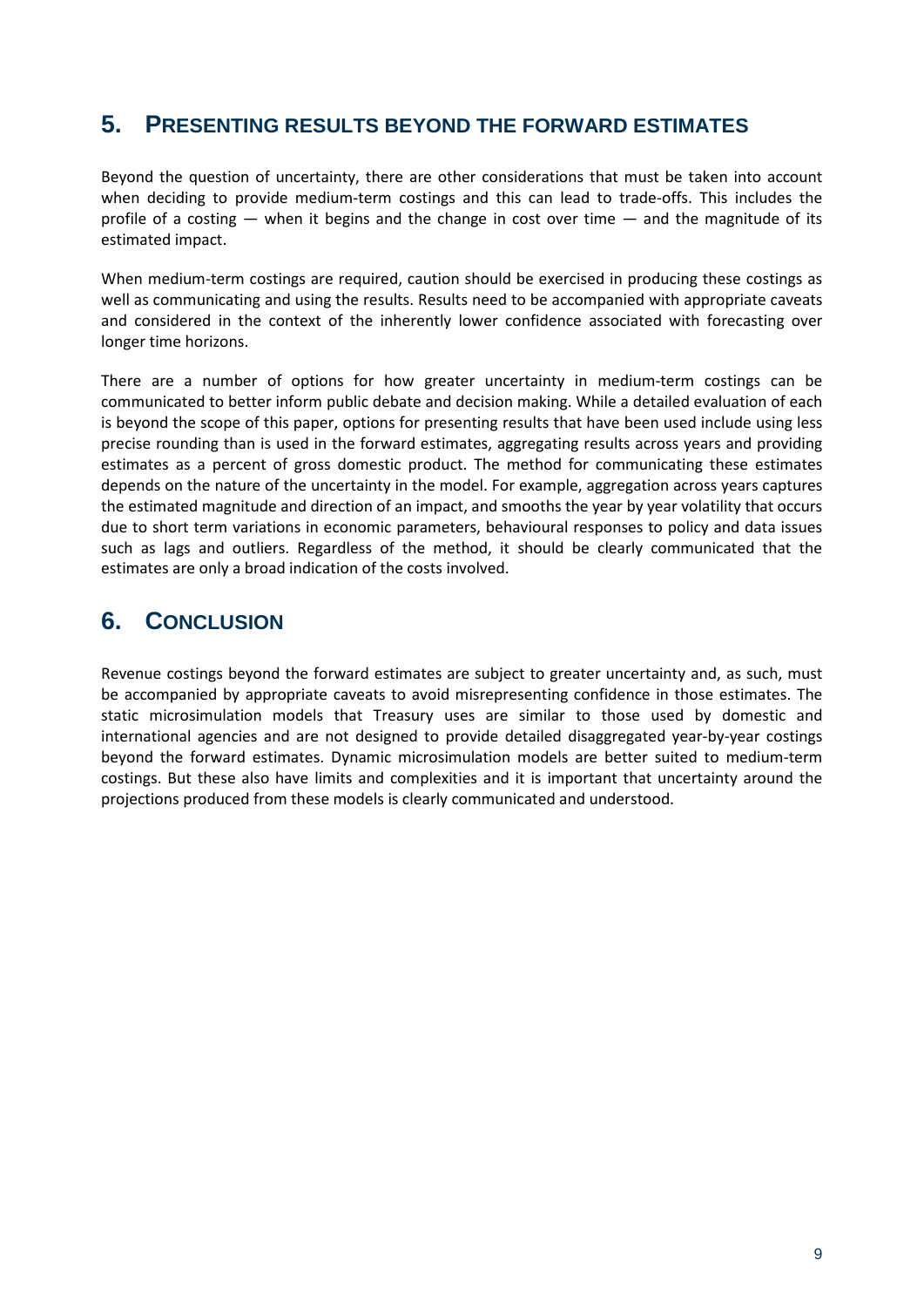## 5. Presenting results beyond the forward estimates

Beyond the question of uncertainty, there are other considerations that must be taken into account when deciding to provide medium-term costings and this can lead to trade-offs. This includes the profile of a costing — when it begins and the change in cost over time — and the magnitude of its estimated impact.

When medium-term costings are required, caution should be exercised in producing these costings as well as communicating and using the results. Results need to be accompanied with appropriate caveats and considered in the context of the inherently lower confidence associated with forecasting over longer time horizons.

There are a number of options for how greater uncertainty in medium-term costings can be communicated to better inform public debate and decision making. While a detailed evaluation of each is beyond the scope of this paper, options for presenting results that have been used include using less precise rounding than is used in the forward estimates, aggregating results across years and providing estimates as a percent of gross domestic product. The method for communicating these estimates depends on the nature of the uncertainty in the model. For example, aggregation across years captures the estimated magnitude and direction of an impact, and smooths the year by year volatility that occurs due to short term variations in economic parameters, behavioural responses to policy and data issues such as lags and outliers. Regardless of the method, it should be clearly communicated that the estimates are only a broad indication of the costs involved.

## 6. Conclusion

Revenue costings beyond the forward estimates are subject to greater uncertainty and, as such, must be accompanied by appropriate caveats to avoid misrepresenting confidence in those estimates. The static microsimulation models that Treasury uses are similar to those used by domestic and international agencies and are not designed to provide detailed disaggregated year-by-year costings beyond the forward estimates. Dynamic microsimulation models are better suited to medium-term costings. But these also have limits and complexities and it is important that uncertainty around the projections produced from these models is clearly communicated and understood.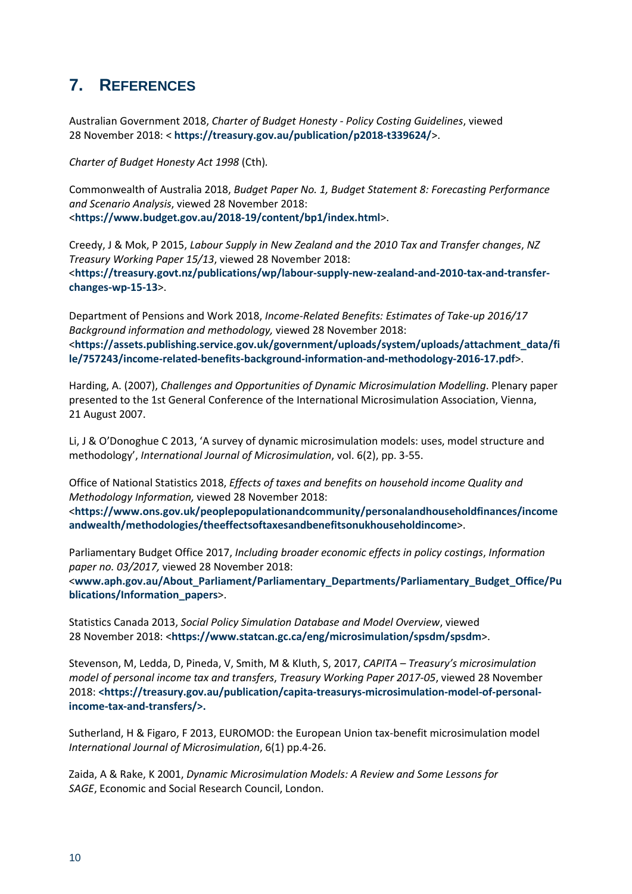# 7. REFERENCES

Australian Government 2018, *Charter of Budget Honesty - Policy Costing Guidelines*, viewed 28 November 2018: < **https://treasury.gov.au/publication/p2018-t339624/**>.

*Charter of Budget Honesty Act 1998* (Cth).

Commonwealth of Australia 2018, *Budget Paper No. 1, Budget Statement 8: Forecasting Performance and Scenario Analysis*, viewed 28 November 2018: <**https://www.budget.gov.au/2018-19/content/bp1/index.html**>.

Creedy, J & Mok, P 2015, *Labour Supply in New Zealand and the 2010 Tax and Transfer changes*, *NZ Treasury Working Paper 15/13*, viewed 28 November 2018: <**https://treasury.govt.nz/publications/wp/labour-supply-new-zealand-and-2010-tax-and-transfer-changes-wp-15-13**>.

Department of Pensions and Work 2018, *Income-Related Benefits: Estimates of Take-up 2016/17 Background information and methodology,* viewed 28 November 2018: <**https://assets.publishing.service.gov.uk/government/uploads/system/uploads/attachment_data/file/757243/income-related-benefits-background-information-and-methodology-2016-17.pdf**>.

Harding, A. (2007), *Challenges and Opportunities of Dynamic Microsimulation Modelling*. Plenary paper presented to the 1st General Conference of the International Microsimulation Association, Vienna, 21 August 2007.

Li, J & O'Donoghue C 2013, 'A survey of dynamic microsimulation models: uses, model structure and methodology', *International Journal of Microsimulation*, vol. 6(2), pp. 3-55.

Office of National Statistics 2018, *Effects of taxes and benefits on household income Quality and Methodology Information,* viewed 28 November 2018: <**https://www.ons.gov.uk/peoplepopulationandcommunity/personalandhouseholdfinances/incomeandwealth/methodologies/theeffectsoftaxesandbenefitsonukhouseholdincome**>.

Parliamentary Budget Office 2017, *Including broader economic effects in policy costings*, *Information paper no. 03/2017,* viewed 28 November 2018: <**www.aph.gov.au/About_Parliament/Parliamentary_Departments/Parliamentary_Budget_Office/Publications/Information_papers**>.

Statistics Canada 2013, *Social Policy Simulation Database and Model Overview*, viewed 28 November 2018: <**https://www.statcan.gc.ca/eng/microsimulation/spsdm/spsdm**>.

Stevenson, M, Ledda, D, Pineda, V, Smith, M & Kluth, S, 2017, *CAPITA – Treasury's microsimulation model of personal income tax and transfers*, *Treasury Working Paper 2017-05*, viewed 28 November 2018: **<https://treasury.gov.au/publication/capita-treasurys-microsimulation-model-of-personal-income-tax-and-transfers/>.**

Sutherland, H & Figaro, F 2013, EUROMOD: the European Union tax-benefit microsimulation model *International Journal of Microsimulation*, 6(1) pp.4-26.

Zaida, A & Rake, K 2001, *Dynamic Microsimulation Models: A Review and Some Lessons for SAGE*, Economic and Social Research Council, London.